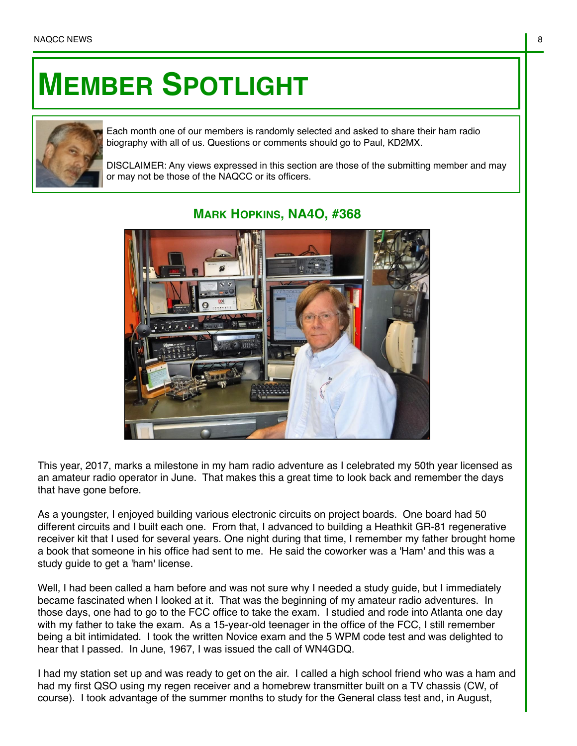# MEMBER SPOTLIGHT

Each month one of our members is randomly selected and asked to share their ham radio biography with all of us. Questions or comments should go to Paul, KD2MX.

DISCLAIMER: Any views expressed in this section are those of the submitting member and may or may not be those of the NAQCC or its officers.

## MARK HOPKINS, NA4O, #368

This year, 2017, marks a milestone in my ham radio adventure as I celebrated my 50th year licensed as an amateur radio operator in June. That makes this a great time to look back and remember the days that have gone before.

As a youngster, I enjoyed building various electronic circuits on project boards. One board had 50 different circuits and I built each one. From that, I advanced to building a Heathkit GR-81 regenerative receiver kit that I used for several years. One night during that time, I remember my father brought home a book that someone in his office had sent to me. He said the coworker was a 'Ham' and this was a study guide to get a 'ham' license.

Well, I had been called a ham before and was not sure why I needed a study guide, but I immediately became fascinated when I looked at it. That was the beginning of my amateur radio adventures. In those days, one had to go to the FCC office to take the exam. I studied and rode into Atlanta one day with my father to take the exam. As a 15-year-old teenager in the office of the FCC, I still remember being a bit intimidated. I took the written Novice exam and the 5 WPM code test and was delighted to hear that I passed. In June, 1967, I was issued the call of WN4GDQ.

I had my station set up and was ready to get on the air. I called a high school friend who was a ham and had my first QSO using my regen receiver and a homebrew transmitter built on a TV chassis (CW, of course). I took advantage of the summer months to study for the General class test and, in August,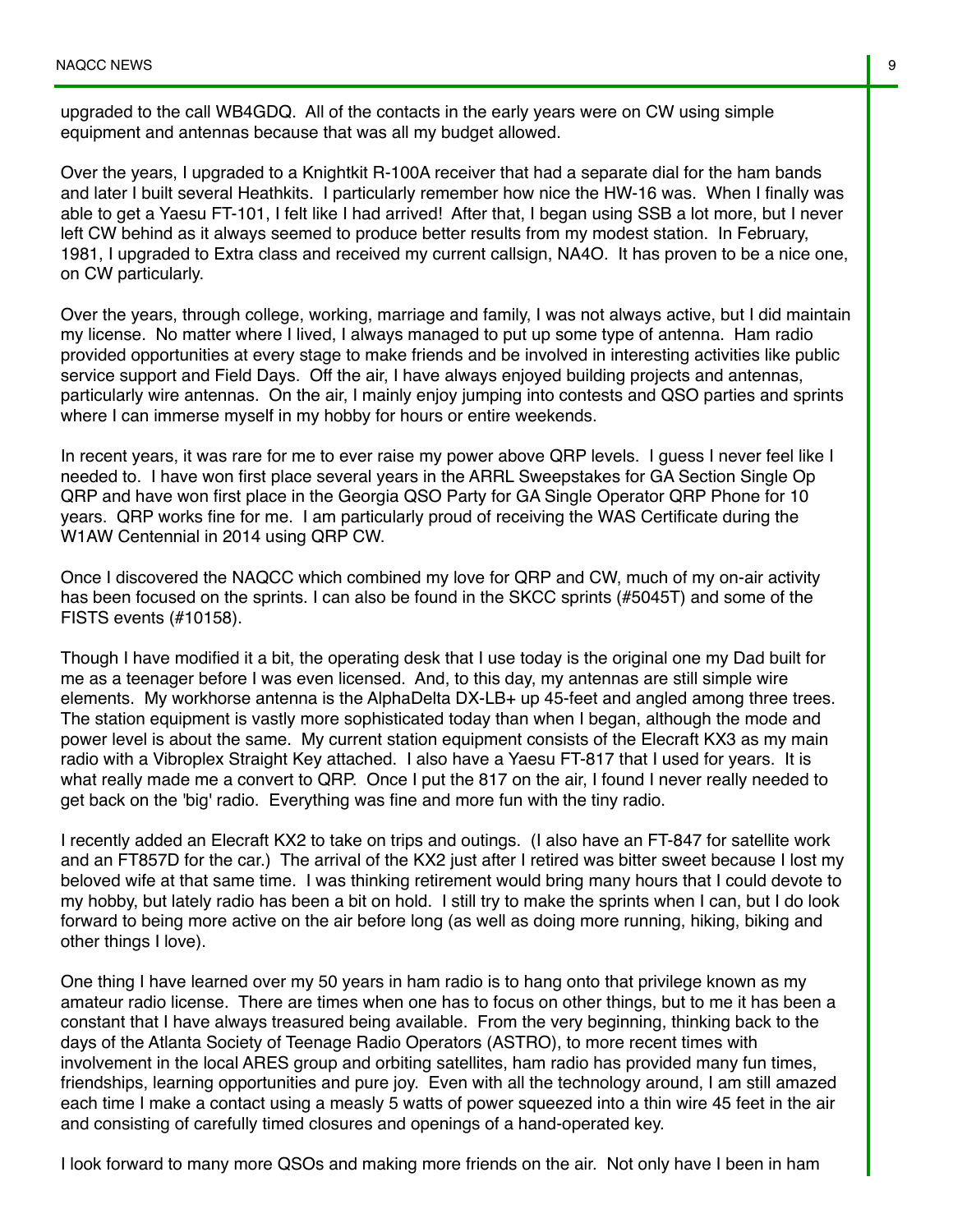upgraded to the call WB4GDQ. All of the contacts in the early years were on CW using simple equipment and antennas because that was all my budget allowed.

Over the years, I upgraded to a Knightkit R-100A receiver that had a separate dial for the ham bands and later I built several Heathkits. I particularly remember how nice the HW-16 was. When I finally was able to get a Yaesu FT-101, I felt like I had arrived! After that, I began using SSB a lot more, but I never left CW behind as it always seemed to produce better results from my modest station. In February, 1981, I upgraded to Extra class and received my current callsign, NA4O. It has proven to be a nice one, on CW particularly.

Over the years, through college, working, marriage and family, I was not always active, but I did maintain my license. No matter where I lived, I always managed to put up some type of antenna. Ham radio provided opportunities at every stage to make friends and be involved in interesting activities like public service support and Field Days. Off the air, I have always enjoyed building projects and antennas, particularly wire antennas. On the air, I mainly enjoy jumping into contests and QSO parties and sprints where I can immerse myself in my hobby for hours or entire weekends.

In recent years, it was rare for me to ever raise my power above QRP levels. I guess I never feel like I needed to. I have won first place several years in the ARRL Sweepstakes for GA Section Single Op QRP and have won first place in the Georgia QSO Party for GA Single Operator QRP Phone for 10 years. QRP works fine for me. I am particularly proud of receiving the WAS Certificate during the W1AW Centennial in 2014 using QRP CW.

Once I discovered the NAQCC which combined my love for QRP and CW, much of my on-air activity has been focused on the sprints. I can also be found in the SKCC sprints (#5045T) and some of the FISTS events (#10158).

Though I have modified it a bit, the operating desk that I use today is the original one my Dad built for me as a teenager before I was even licensed. And, to this day, my antennas are still simple wire elements. My workhorse antenna is the AlphaDelta DX-LB+ up 45-feet and angled among three trees. The station equipment is vastly more sophisticated today than when I began, although the mode and power level is about the same. My current station equipment consists of the Elecraft KX3 as my main radio with a Vibroplex Straight Key attached. I also have a Yaesu FT-817 that I used for years. It is what really made me a convert to QRP. Once I put the 817 on the air, I found I never really needed to get back on the 'big' radio. Everything was fine and more fun with the tiny radio.

I recently added an Elecraft KX2 to take on trips and outings. (I also have an FT-847 for satellite work and an FT857D for the car.) The arrival of the KX2 just after I retired was bitter sweet because I lost my beloved wife at that same time. I was thinking retirement would bring many hours that I could devote to my hobby, but lately radio has been a bit on hold. I still try to make the sprints when I can, but I do look forward to being more active on the air before long (as well as doing more running, hiking, biking and other things I love).

One thing I have learned over my 50 years in ham radio is to hang onto that privilege known as my amateur radio license. There are times when one has to focus on other things, but to me it has been a constant that I have always treasured being available. From the very beginning, thinking back to the days of the Atlanta Society of Teenage Radio Operators (ASTRO), to more recent times with involvement in the local ARES group and orbiting satellites, ham radio has provided many fun times, friendships, learning opportunities and pure joy. Even with all the technology around, I am still amazed each time I make a contact using a measly 5 watts of power squeezed into a thin wire 45 feet in the air and consisting of carefully timed closures and openings of a hand-operated key.

I look forward to many more QSOs and making more friends on the air. Not only have I been in ham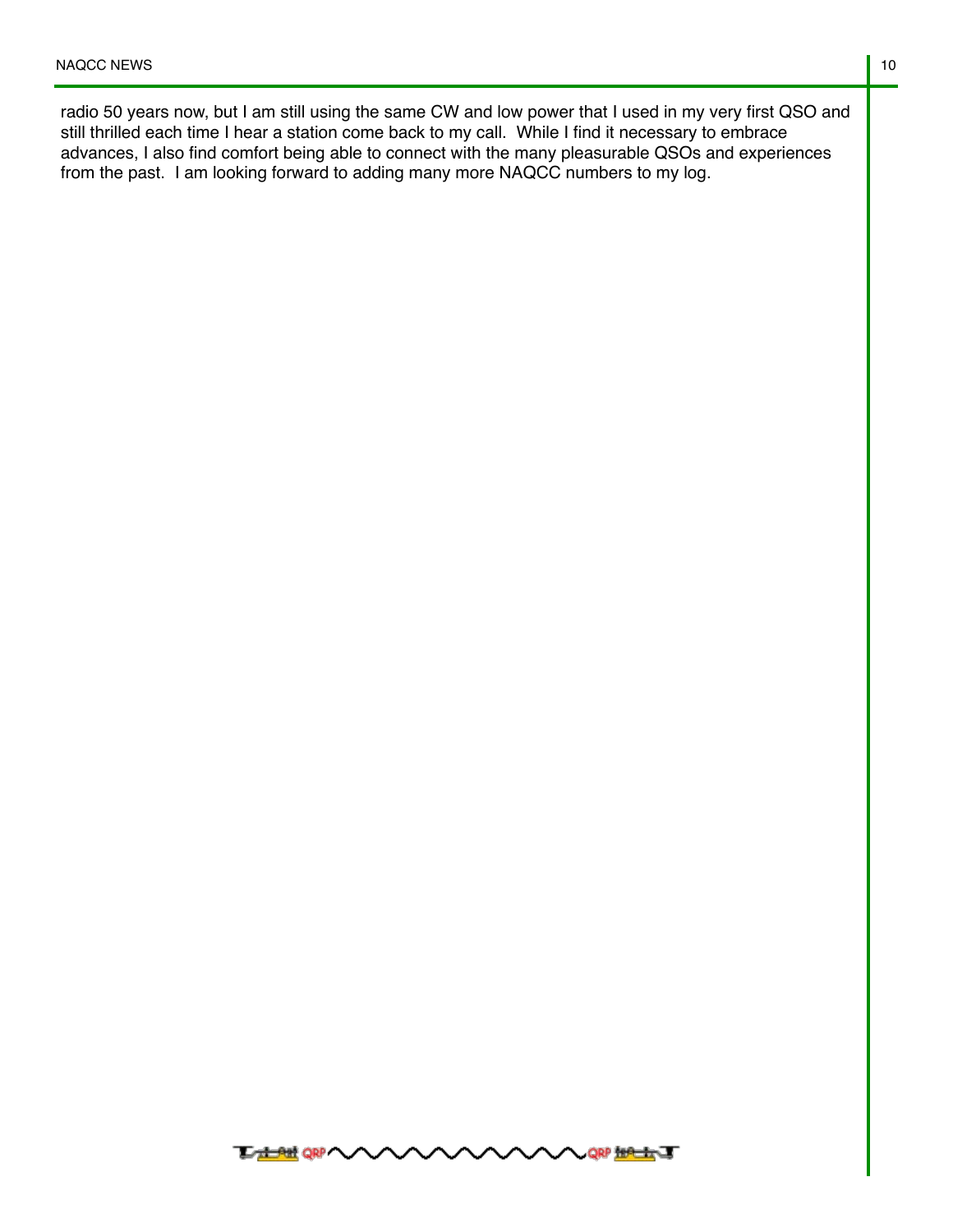radio 50 years now, but I am still using the same CW and low power that I used in my very first QSO and still thrilled each time I hear a station come back to my call. While I find it necessary to embrace advances, I also find comfort being able to connect with the many pleasurable QSOs and experiences from the past. I am looking forward to adding many more NAQCC numbers to my log.